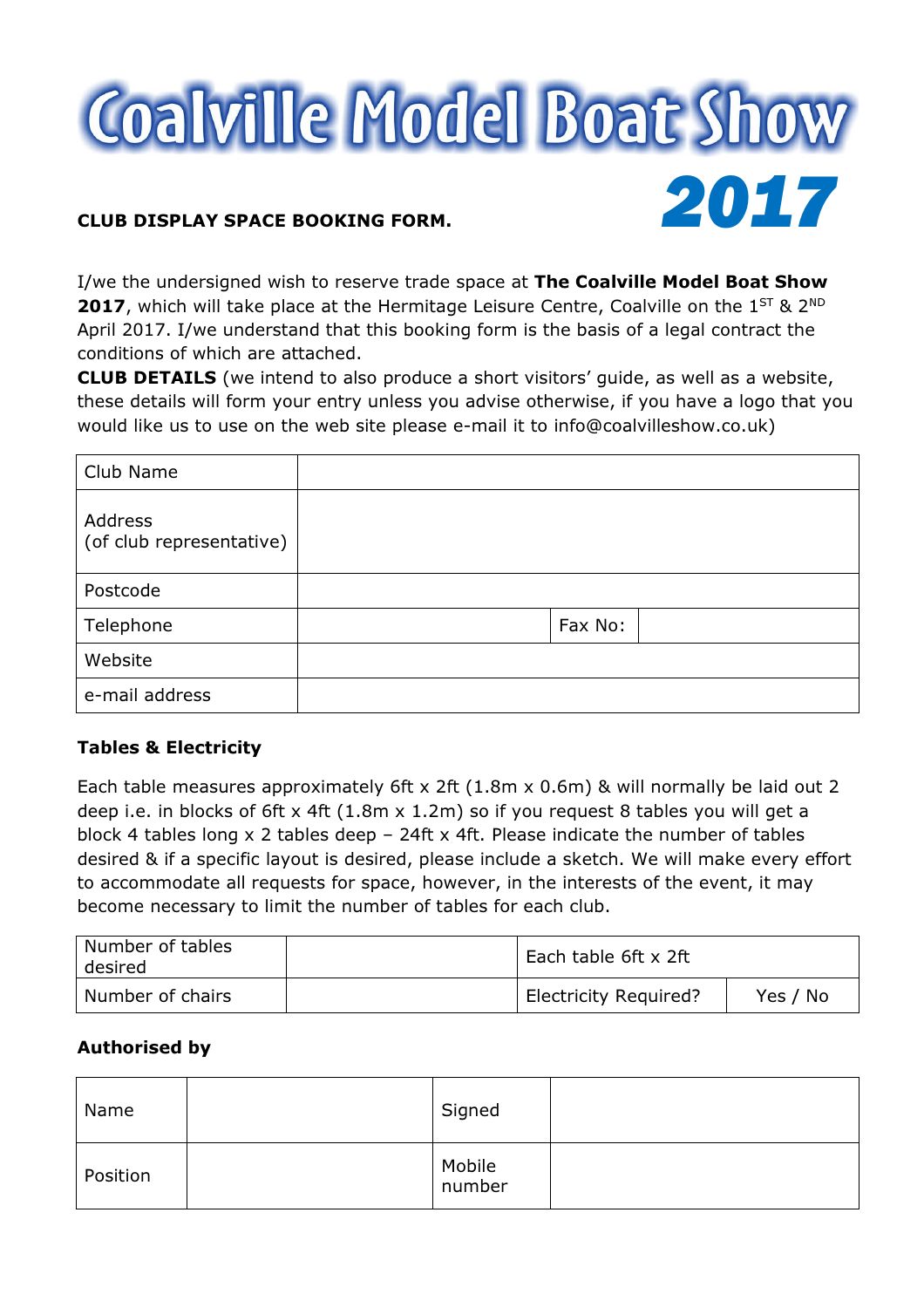# Coalville Model Boat Show 2017

**CLUB DISPLAY SPACE BOOKING FORM.**

I/we the undersigned wish to reserve trade space at **The Coalville Model Boat Show 2017**, which will take place at the Hermitage Leisure Centre, Coalville on the 1ST & 2ND April 2017. I/we understand that this booking form is the basis of a legal contract the conditions of which are attached.

**CLUB DETAILS** (we intend to also produce a short visitors' guide, as well as a website, these details will form your entry unless you advise otherwise, if you have a logo that you would like us to use on the web site please e-mail it to info@coalvilleshow.co.uk)

| | | | |
|---|---|---|---|
| Club Name | | | |
| Address (of club representative) | | | |
| Postcode | | | |
| Telephone | | Fax No: | |
| Website | | | |
| e-mail address | | | |

### Tables & Electricity

Each table measures approximately 6ft x 2ft (1.8m x 0.6m) & will normally be laid out 2 deep i.e. in blocks of 6ft x 4ft (1.8m x 1.2m) so if you request 8 tables you will get a block 4 tables long x 2 tables deep – 24ft x 4ft. Please indicate the number of tables desired & if a specific layout is desired, please include a sketch. We will make every effort to accommodate all requests for space, however, in the interests of the event, it may become necessary to limit the number of tables for each club.

| | | | |
|---|---|---|---|
| Number of tables desired | | Each table 6ft x 2ft | |
| Number of chairs | | Electricity Required? | Yes / No |

### Authorised by

| | | | |
|---|---|---|---|
| Name | | Signed | |
| Position | | Mobile number | |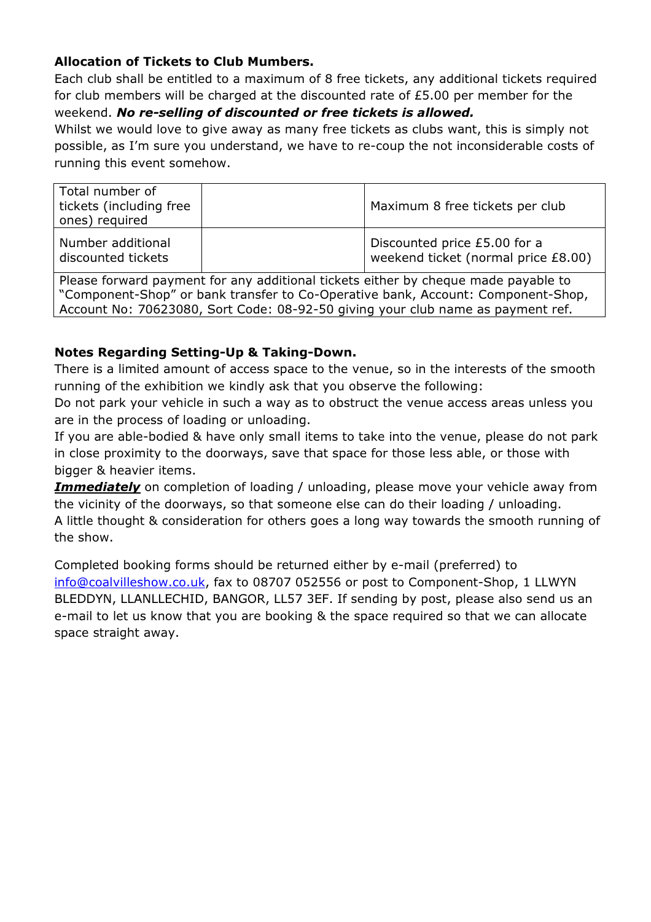**Allocation of Tickets to Club Mumbers.**

Each club shall be entitled to a maximum of 8 free tickets, any additional tickets required for club members will be charged at the discounted rate of £5.00 per member for the weekend. ***No re-selling of discounted or free tickets is allowed.***

Whilst we would love to give away as many free tickets as clubs want, this is simply not possible, as I'm sure you understand, we have to re-coup the not inconsiderable costs of running this event somehow.

| Total number of tickets (including free ones) required | | Maximum 8 free tickets per club |
|---|---|---|
| Number additional discounted tickets | | Discounted price £5.00 for a weekend ticket (normal price £8.00) |
| Please forward payment for any additional tickets either by cheque made payable to "Component-Shop" or bank transfer to Co-Operative bank, Account: Component-Shop, Account No: 70623080, Sort Code: 08-92-50 giving your club name as payment ref. | | |

**Notes Regarding Setting-Up & Taking-Down.**

There is a limited amount of access space to the venue, so in the interests of the smooth running of the exhibition we kindly ask that you observe the following:

Do not park your vehicle in such a way as to obstruct the venue access areas unless you are in the process of loading or unloading.

If you are able-bodied & have only small items to take into the venue, please do not park in close proximity to the doorways, save that space for those less able, or those with bigger & heavier items.

***Immediately*** on completion of loading / unloading, please move your vehicle away from the vicinity of the doorways, so that someone else can do their loading / unloading.

A little thought & consideration for others goes a long way towards the smooth running of the show.

Completed booking forms should be returned either by e-mail (preferred) to info@coalvilleshow.co.uk, fax to 08707 052556 or post to Component-Shop, 1 LLWYN BLEDDYN, LLANLLECHID, BANGOR, LL57 3EF. If sending by post, please also send us an e-mail to let us know that you are booking & the space required so that we can allocate space straight away.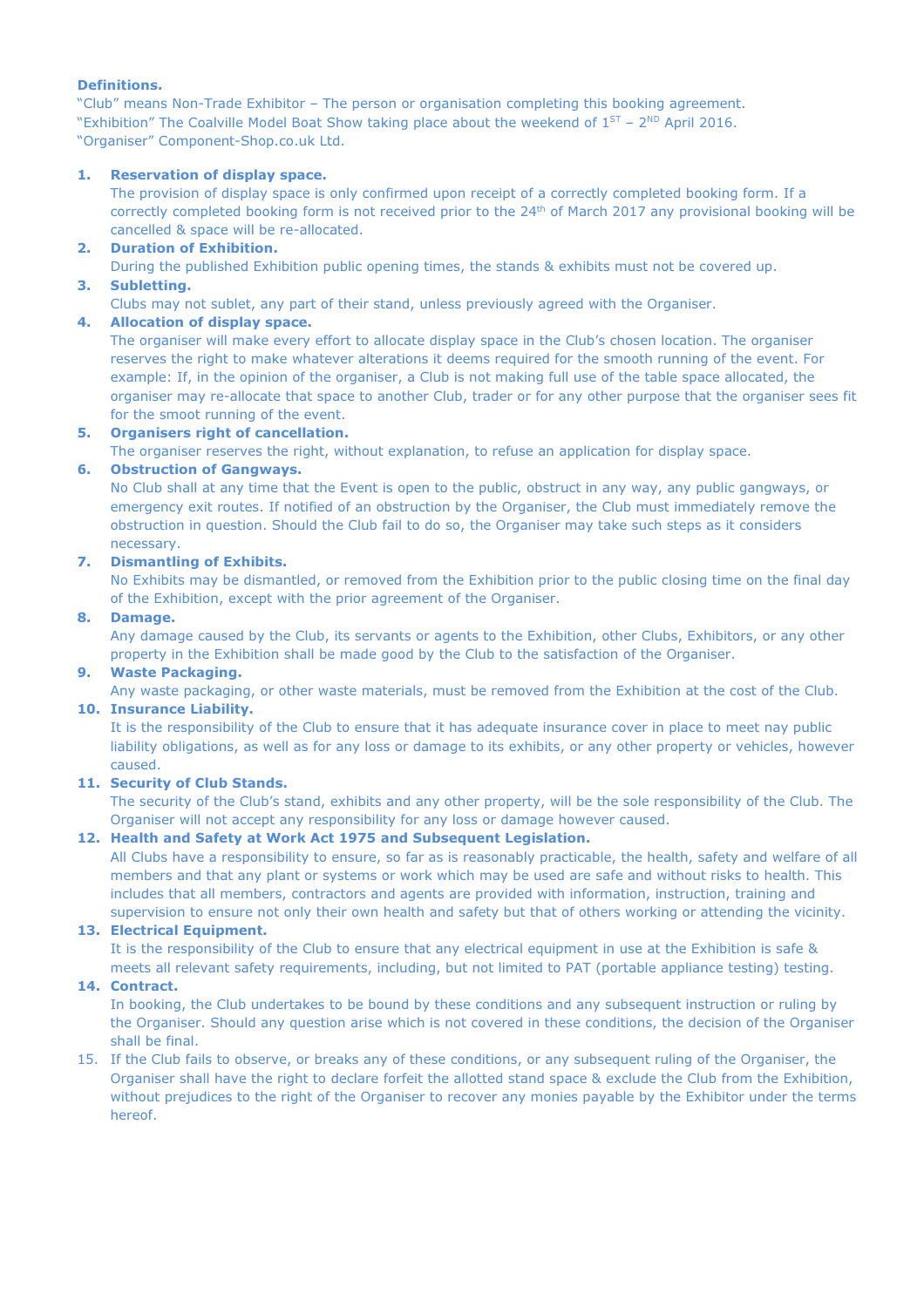**Definitions.**

"Club" means Non-Trade Exhibitor – The person or organisation completing this booking agreement.
"Exhibition" The Coalville Model Boat Show taking place about the weekend of 1ST – 2ND April 2016.
"Organiser" Component-Shop.co.uk Ltd.

1. **Reservation of display space.**
   The provision of display space is only confirmed upon receipt of a correctly completed booking form. If a correctly completed booking form is not received prior to the 24th of March 2017 any provisional booking will be cancelled & space will be re-allocated.
2. **Duration of Exhibition.**
   During the published Exhibition public opening times, the stands & exhibits must not be covered up.
3. **Subletting.**
   Clubs may not sublet, any part of their stand, unless previously agreed with the Organiser.
4. **Allocation of display space.**
   The organiser will make every effort to allocate display space in the Club's chosen location. The organiser reserves the right to make whatever alterations it deems required for the smooth running of the event. For example: If, in the opinion of the organiser, a Club is not making full use of the table space allocated, the organiser may re-allocate that space to another Club, trader or for any other purpose that the organiser sees fit for the smoot running of the event.
5. **Organisers right of cancellation.**
   The organiser reserves the right, without explanation, to refuse an application for display space.
6. **Obstruction of Gangways.**
   No Club shall at any time that the Event is open to the public, obstruct in any way, any public gangways, or emergency exit routes. If notified of an obstruction by the Organiser, the Club must immediately remove the obstruction in question. Should the Club fail to do so, the Organiser may take such steps as it considers necessary.
7. **Dismantling of Exhibits.**
   No Exhibits may be dismantled, or removed from the Exhibition prior to the public closing time on the final day of the Exhibition, except with the prior agreement of the Organiser.
8. **Damage.**
   Any damage caused by the Club, its servants or agents to the Exhibition, other Clubs, Exhibitors, or any other property in the Exhibition shall be made good by the Club to the satisfaction of the Organiser.
9. **Waste Packaging.**
   Any waste packaging, or other waste materials, must be removed from the Exhibition at the cost of the Club.
10. **Insurance Liability.**
    It is the responsibility of the Club to ensure that it has adequate insurance cover in place to meet nay public liability obligations, as well as for any loss or damage to its exhibits, or any other property or vehicles, however caused.
11. **Security of Club Stands.**
    The security of the Club's stand, exhibits and any other property, will be the sole responsibility of the Club. The Organiser will not accept any responsibility for any loss or damage however caused.
12. **Health and Safety at Work Act 1975 and Subsequent Legislation.**
    All Clubs have a responsibility to ensure, so far as is reasonably practicable, the health, safety and welfare of all members and that any plant or systems or work which may be used are safe and without risks to health. This includes that all members, contractors and agents are provided with information, instruction, training and supervision to ensure not only their own health and safety but that of others working or attending the vicinity.
13. **Electrical Equipment.**
    It is the responsibility of the Club to ensure that any electrical equipment in use at the Exhibition is safe & meets all relevant safety requirements, including, but not limited to PAT (portable appliance testing) testing.
14. **Contract.**
    In booking, the Club undertakes to be bound by these conditions and any subsequent instruction or ruling by the Organiser. Should any question arise which is not covered in these conditions, the decision of the Organiser shall be final.
15. If the Club fails to observe, or breaks any of these conditions, or any subsequent ruling of the Organiser, the Organiser shall have the right to declare forfeit the allotted stand space & exclude the Club from the Exhibition, without prejudices to the right of the Organiser to recover any monies payable by the Exhibitor under the terms hereof.